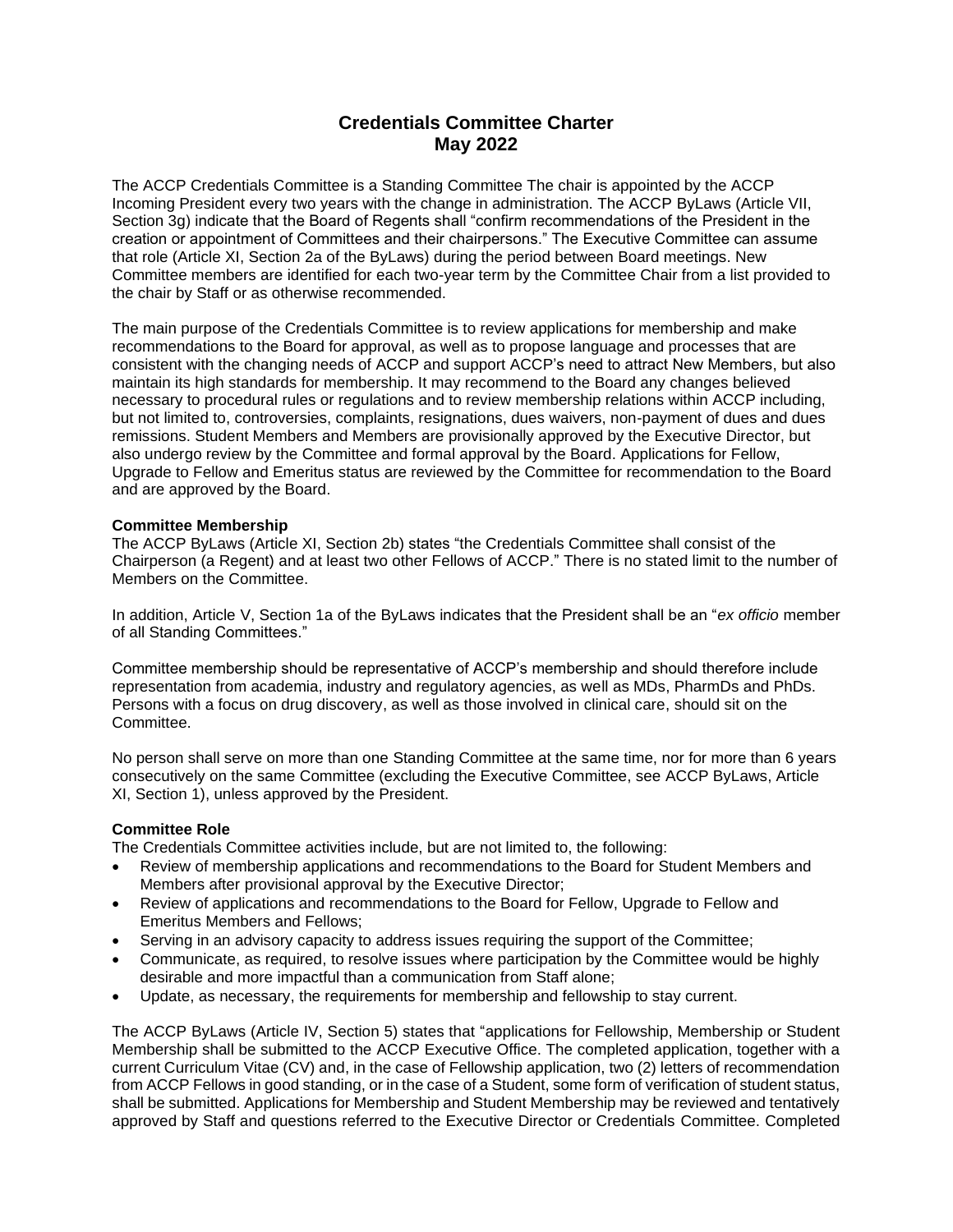# Credentials Committee Charter
# May 2022

The ACCP Credentials Committee is a Standing Committee The chair is appointed by the ACCP Incoming President every two years with the change in administration. The ACCP ByLaws (Article VII, Section 3g) indicate that the Board of Regents shall "confirm recommendations of the President in the creation or appointment of Committees and their chairpersons." The Executive Committee can assume that role (Article XI, Section 2a of the ByLaws) during the period between Board meetings. New Committee members are identified for each two-year term by the Committee Chair from a list provided to the chair by Staff or as otherwise recommended.

The main purpose of the Credentials Committee is to review applications for membership and make recommendations to the Board for approval, as well as to propose language and processes that are consistent with the changing needs of ACCP and support ACCP's need to attract New Members, but also maintain its high standards for membership. It may recommend to the Board any changes believed necessary to procedural rules or regulations and to review membership relations within ACCP including, but not limited to, controversies, complaints, resignations, dues waivers, non-payment of dues and dues remissions. Student Members and Members are provisionally approved by the Executive Director, but also undergo review by the Committee and formal approval by the Board. Applications for Fellow, Upgrade to Fellow and Emeritus status are reviewed by the Committee for recommendation to the Board and are approved by the Board.

**Committee Membership**

The ACCP ByLaws (Article XI, Section 2b) states "the Credentials Committee shall consist of the Chairperson (a Regent) and at least two other Fellows of ACCP." There is no stated limit to the number of Members on the Committee.

In addition, Article V, Section 1a of the ByLaws indicates that the President shall be an "*ex officio* member of all Standing Committees."

Committee membership should be representative of ACCP's membership and should therefore include representation from academia, industry and regulatory agencies, as well as MDs, PharmDs and PhDs. Persons with a focus on drug discovery, as well as those involved in clinical care, should sit on the Committee.

No person shall serve on more than one Standing Committee at the same time, nor for more than 6 years consecutively on the same Committee (excluding the Executive Committee, see ACCP ByLaws, Article XI, Section 1), unless approved by the President.

**Committee Role**

The Credentials Committee activities include, but are not limited to, the following:

- Review of membership applications and recommendations to the Board for Student Members and Members after provisional approval by the Executive Director;
- Review of applications and recommendations to the Board for Fellow, Upgrade to Fellow and Emeritus Members and Fellows;
- Serving in an advisory capacity to address issues requiring the support of the Committee;
- Communicate, as required, to resolve issues where participation by the Committee would be highly desirable and more impactful than a communication from Staff alone;
- Update, as necessary, the requirements for membership and fellowship to stay current.

The ACCP ByLaws (Article IV, Section 5) states that "applications for Fellowship, Membership or Student Membership shall be submitted to the ACCP Executive Office. The completed application, together with a current Curriculum Vitae (CV) and, in the case of Fellowship application, two (2) letters of recommendation from ACCP Fellows in good standing, or in the case of a Student, some form of verification of student status, shall be submitted. Applications for Membership and Student Membership may be reviewed and tentatively approved by Staff and questions referred to the Executive Director or Credentials Committee. Completed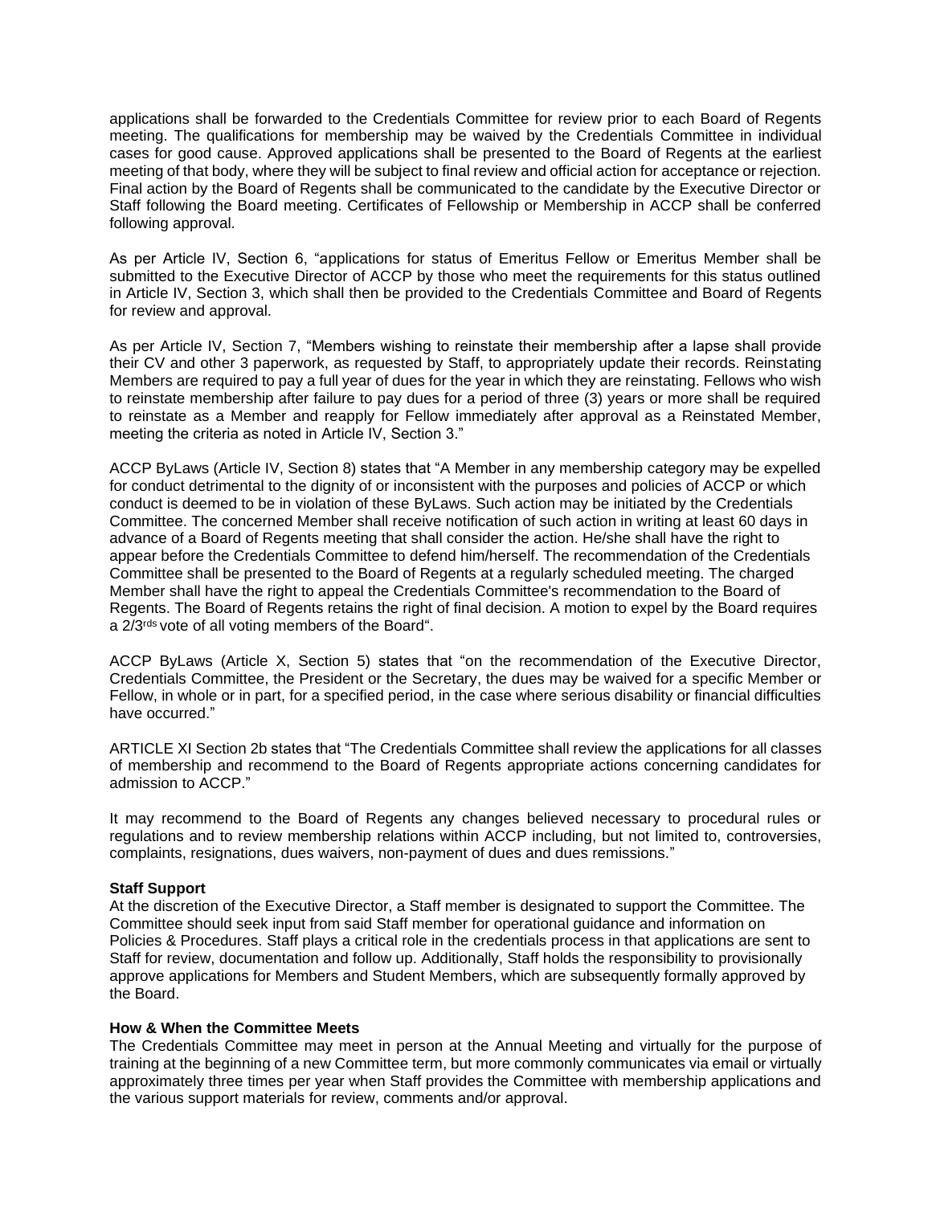applications shall be forwarded to the Credentials Committee for review prior to each Board of Regents meeting. The qualifications for membership may be waived by the Credentials Committee in individual cases for good cause. Approved applications shall be presented to the Board of Regents at the earliest meeting of that body, where they will be subject to final review and official action for acceptance or rejection. Final action by the Board of Regents shall be communicated to the candidate by the Executive Director or Staff following the Board meeting. Certificates of Fellowship or Membership in ACCP shall be conferred following approval.

As per Article IV, Section 6, "applications for status of Emeritus Fellow or Emeritus Member shall be submitted to the Executive Director of ACCP by those who meet the requirements for this status outlined in Article IV, Section 3, which shall then be provided to the Credentials Committee and Board of Regents for review and approval.

As per Article IV, Section 7, "Members wishing to reinstate their membership after a lapse shall provide their CV and other 3 paperwork, as requested by Staff, to appropriately update their records. Reinstating Members are required to pay a full year of dues for the year in which they are reinstating. Fellows who wish to reinstate membership after failure to pay dues for a period of three (3) years or more shall be required to reinstate as a Member and reapply for Fellow immediately after approval as a Reinstated Member, meeting the criteria as noted in Article IV, Section 3."

ACCP ByLaws (Article IV, Section 8) states that "A Member in any membership category may be expelled for conduct detrimental to the dignity of or inconsistent with the purposes and policies of ACCP or which conduct is deemed to be in violation of these ByLaws. Such action may be initiated by the Credentials Committee. The concerned Member shall receive notification of such action in writing at least 60 days in advance of a Board of Regents meeting that shall consider the action. He/she shall have the right to appear before the Credentials Committee to defend him/herself. The recommendation of the Credentials Committee shall be presented to the Board of Regents at a regularly scheduled meeting. The charged Member shall have the right to appeal the Credentials Committee's recommendation to the Board of Regents. The Board of Regents retains the right of final decision. A motion to expel by the Board requires a 2/3rds vote of all voting members of the Board".

ACCP ByLaws (Article X, Section 5) states that "on the recommendation of the Executive Director, Credentials Committee, the President or the Secretary, the dues may be waived for a specific Member or Fellow, in whole or in part, for a specified period, in the case where serious disability or financial difficulties have occurred."

ARTICLE XI Section 2b states that "The Credentials Committee shall review the applications for all classes of membership and recommend to the Board of Regents appropriate actions concerning candidates for admission to ACCP."

It may recommend to the Board of Regents any changes believed necessary to procedural rules or regulations and to review membership relations within ACCP including, but not limited to, controversies, complaints, resignations, dues waivers, non-payment of dues and dues remissions."

**Staff Support**

At the discretion of the Executive Director, a Staff member is designated to support the Committee. The Committee should seek input from said Staff member for operational guidance and information on Policies & Procedures. Staff plays a critical role in the credentials process in that applications are sent to Staff for review, documentation and follow up. Additionally, Staff holds the responsibility to provisionally approve applications for Members and Student Members, which are subsequently formally approved by the Board.

**How & When the Committee Meets**

The Credentials Committee may meet in person at the Annual Meeting and virtually for the purpose of training at the beginning of a new Committee term, but more commonly communicates via email or virtually approximately three times per year when Staff provides the Committee with membership applications and the various support materials for review, comments and/or approval.